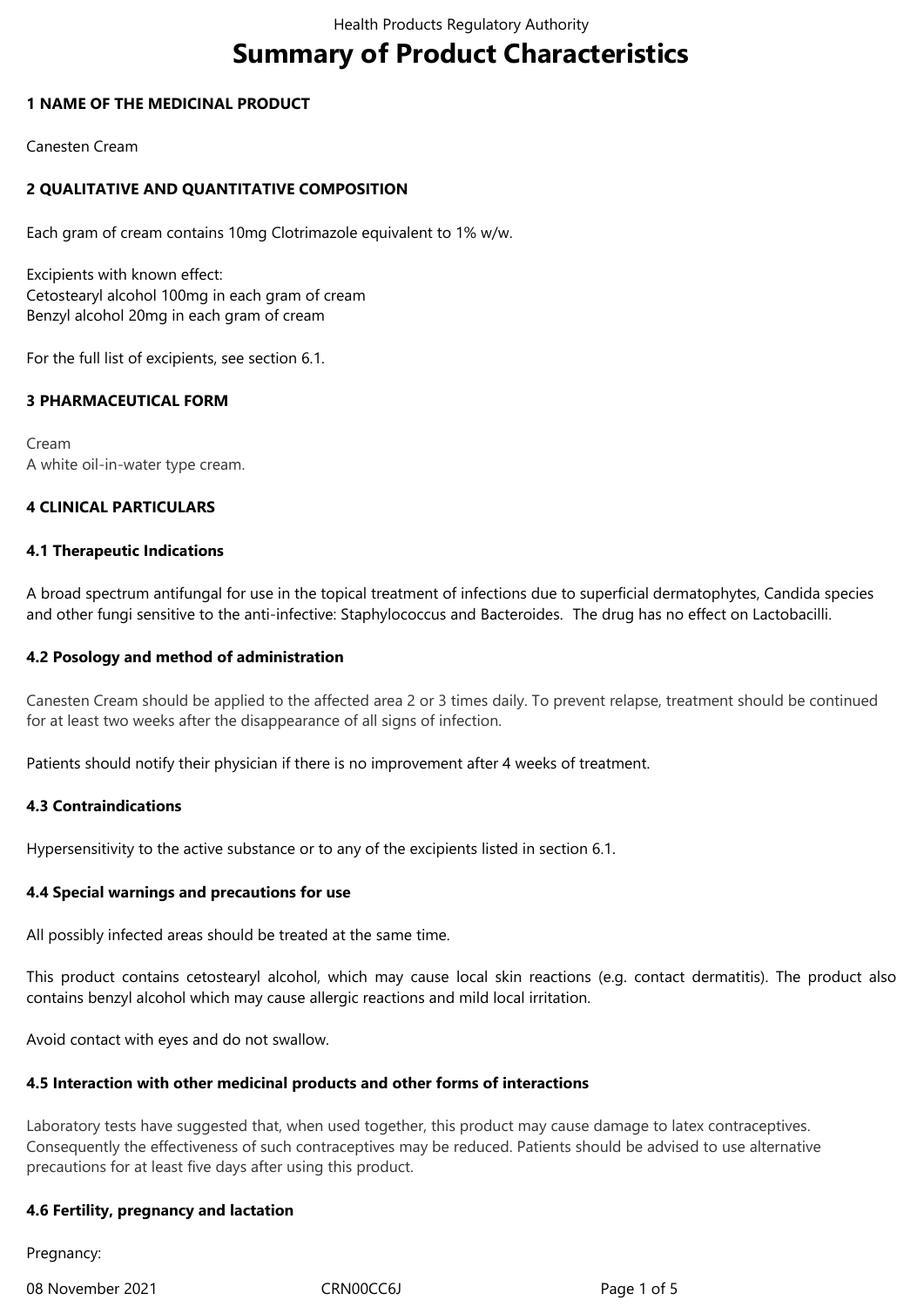# Summary of Product Characteristics

## 1 NAME OF THE MEDICINAL PRODUCT

Canesten Cream

## 2 QUALITATIVE AND QUANTITATIVE COMPOSITION

Each gram of cream contains 10mg Clotrimazole equivalent to 1% w/w.

Excipients with known effect:
Cetostearyl alcohol 100mg in each gram of cream
Benzyl alcohol 20mg in each gram of cream

For the full list of excipients, see section 6.1.

## 3 PHARMACEUTICAL FORM

Cream
A white oil-in-water type cream.

## 4 CLINICAL PARTICULARS

### 4.1 Therapeutic Indications

A broad spectrum antifungal for use in the topical treatment of infections due to superficial dermatophytes, Candida species and other fungi sensitive to the anti-infective: Staphylococcus and Bacteroides. The drug has no effect on Lactobacilli.

### 4.2 Posology and method of administration

Canesten Cream should be applied to the affected area 2 or 3 times daily. To prevent relapse, treatment should be continued for at least two weeks after the disappearance of all signs of infection.

Patients should notify their physician if there is no improvement after 4 weeks of treatment.

### 4.3 Contraindications

Hypersensitivity to the active substance or to any of the excipients listed in section 6.1.

### 4.4 Special warnings and precautions for use

All possibly infected areas should be treated at the same time.

This product contains cetostearyl alcohol, which may cause local skin reactions (e.g. contact dermatitis). The product also contains benzyl alcohol which may cause allergic reactions and mild local irritation.

Avoid contact with eyes and do not swallow.

### 4.5 Interaction with other medicinal products and other forms of interactions

Laboratory tests have suggested that, when used together, this product may cause damage to latex contraceptives. Consequently the effectiveness of such contraceptives may be reduced. Patients should be advised to use alternative precautions for at least five days after using this product.

### 4.6 Fertility, pregnancy and lactation

Pregnancy: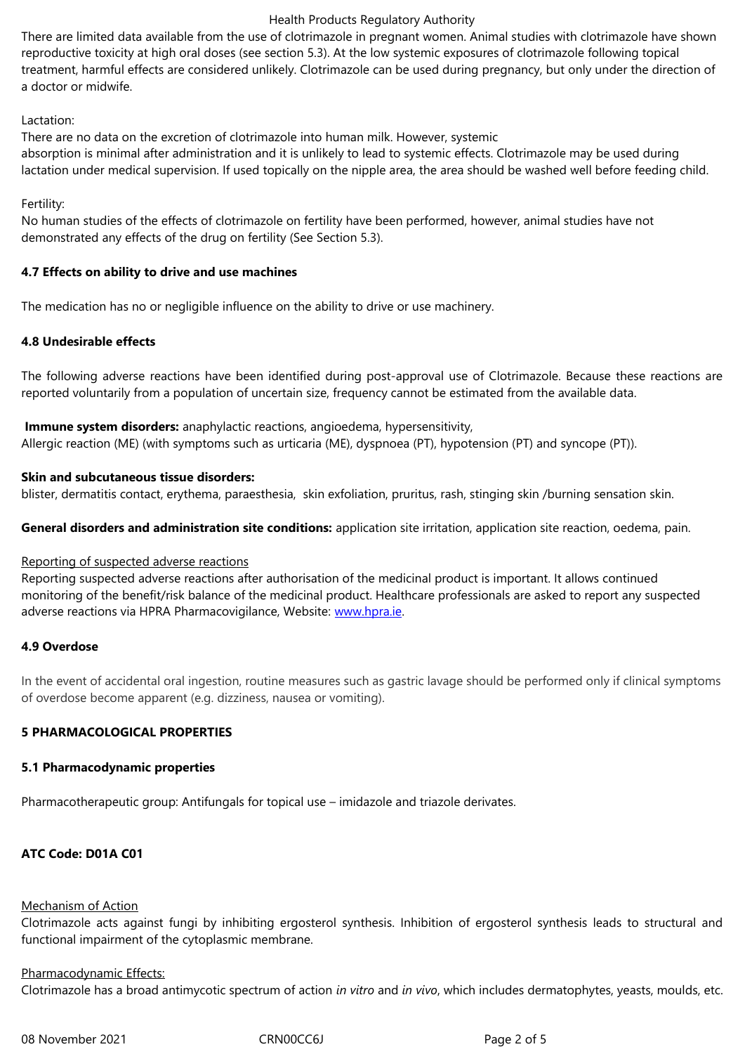There are limited data available from the use of clotrimazole in pregnant women. Animal studies with clotrimazole have shown reproductive toxicity at high oral doses (see section 5.3). At the low systemic exposures of clotrimazole following topical treatment, harmful effects are considered unlikely. Clotrimazole can be used during pregnancy, but only under the direction of a doctor or midwife.

Lactation:
There are no data on the excretion of clotrimazole into human milk. However, systemic absorption is minimal after administration and it is unlikely to lead to systemic effects. Clotrimazole may be used during lactation under medical supervision. If used topically on the nipple area, the area should be washed well before feeding child.

Fertility:
No human studies of the effects of clotrimazole on fertility have been performed, however, animal studies have not demonstrated any effects of the drug on fertility (See Section 5.3).

### 4.7 Effects on ability to drive and use machines

The medication has no or negligible influence on the ability to drive or use machinery.

### 4.8 Undesirable effects

The following adverse reactions have been identified during post-approval use of Clotrimazole. Because these reactions are reported voluntarily from a population of uncertain size, frequency cannot be estimated from the available data.

**Immune system disorders:** anaphylactic reactions, angioedema, hypersensitivity,
Allergic reaction (ME) (with symptoms such as urticaria (ME), dyspnoea (PT), hypotension (PT) and syncope (PT)).

**Skin and subcutaneous tissue disorders:**
blister, dermatitis contact, erythema, paraesthesia, skin exfoliation, pruritus, rash, stinging skin /burning sensation skin.

**General disorders and administration site conditions:** application site irritation, application site reaction, oedema, pain.

Reporting of suspected adverse reactions
Reporting suspected adverse reactions after authorisation of the medicinal product is important. It allows continued monitoring of the benefit/risk balance of the medicinal product. Healthcare professionals are asked to report any suspected adverse reactions via HPRA Pharmacovigilance, Website: www.hpra.ie.

### 4.9 Overdose

In the event of accidental oral ingestion, routine measures such as gastric lavage should be performed only if clinical symptoms of overdose become apparent (e.g. dizziness, nausea or vomiting).

## 5 PHARMACOLOGICAL PROPERTIES

### 5.1 Pharmacodynamic properties

Pharmacotherapeutic group: Antifungals for topical use – imidazole and triazole derivates.

**ATC Code: D01A C01**

Mechanism of Action
Clotrimazole acts against fungi by inhibiting ergosterol synthesis. Inhibition of ergosterol synthesis leads to structural and functional impairment of the cytoplasmic membrane.

Pharmacodynamic Effects:
Clotrimazole has a broad antimycotic spectrum of action *in vitro* and *in vivo*, which includes dermatophytes, yeasts, moulds, etc.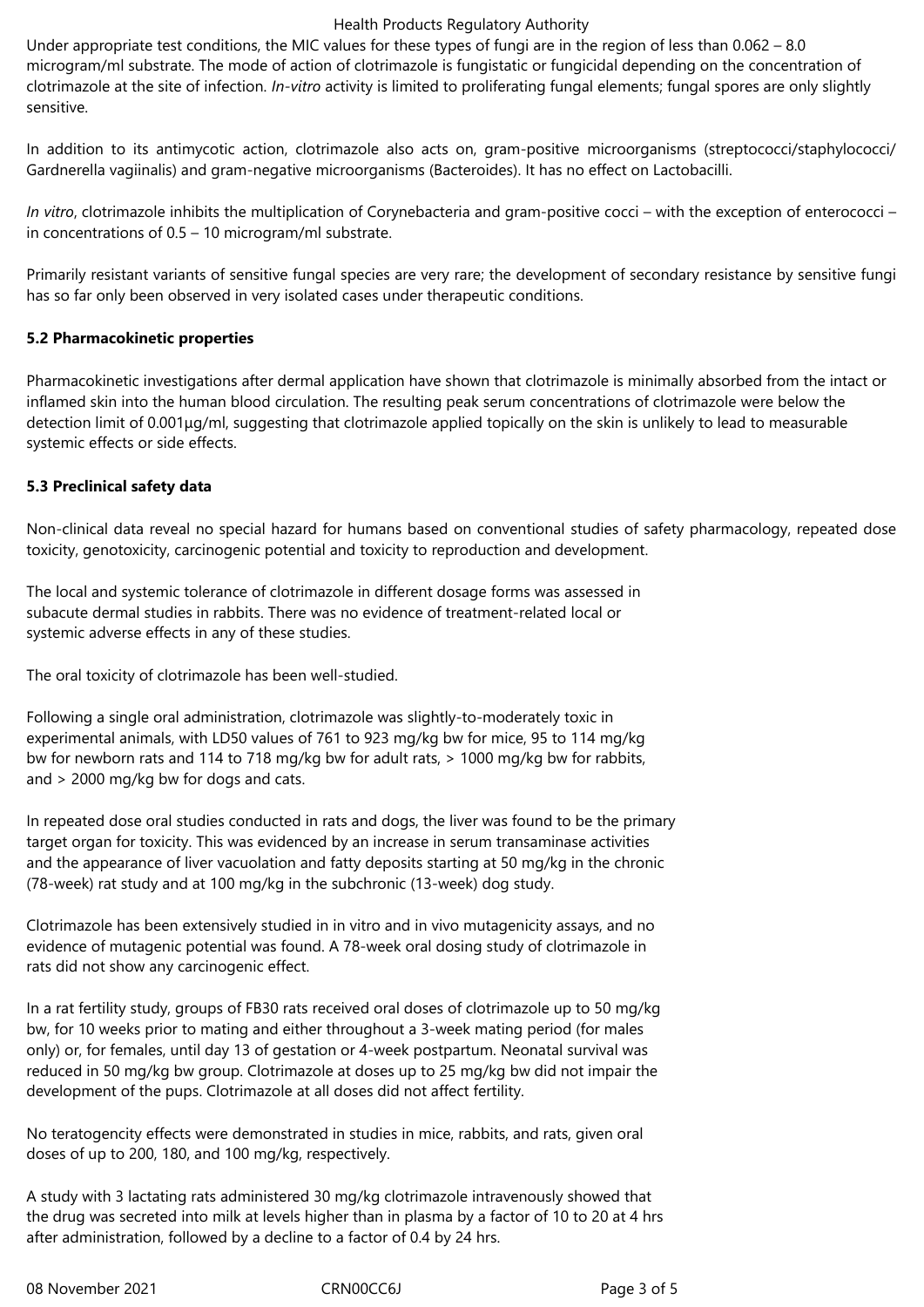Under appropriate test conditions, the MIC values for these types of fungi are in the region of less than 0.062 – 8.0 microgram/ml substrate. The mode of action of clotrimazole is fungistatic or fungicidal depending on the concentration of clotrimazole at the site of infection. *In-vitro* activity is limited to proliferating fungal elements; fungal spores are only slightly sensitive.

In addition to its antimycotic action, clotrimazole also acts on, gram-positive microorganisms (streptococci/staphylococci/ Gardnerella vagiinalis) and gram-negative microorganisms (Bacteroides). It has no effect on Lactobacilli.

*In vitro*, clotrimazole inhibits the multiplication of Corynebacteria and gram-positive cocci – with the exception of enterococci – in concentrations of 0.5 – 10 microgram/ml substrate.

Primarily resistant variants of sensitive fungal species are very rare; the development of secondary resistance by sensitive fungi has so far only been observed in very isolated cases under therapeutic conditions.

### 5.2 Pharmacokinetic properties

Pharmacokinetic investigations after dermal application have shown that clotrimazole is minimally absorbed from the intact or inflamed skin into the human blood circulation. The resulting peak serum concentrations of clotrimazole were below the detection limit of 0.001µg/ml, suggesting that clotrimazole applied topically on the skin is unlikely to lead to measurable systemic effects or side effects.

### 5.3 Preclinical safety data

Non-clinical data reveal no special hazard for humans based on conventional studies of safety pharmacology, repeated dose toxicity, genotoxicity, carcinogenic potential and toxicity to reproduction and development.

The local and systemic tolerance of clotrimazole in different dosage forms was assessed in subacute dermal studies in rabbits. There was no evidence of treatment-related local or systemic adverse effects in any of these studies.

The oral toxicity of clotrimazole has been well-studied.

Following a single oral administration, clotrimazole was slightly-to-moderately toxic in experimental animals, with LD50 values of 761 to 923 mg/kg bw for mice, 95 to 114 mg/kg bw for newborn rats and 114 to 718 mg/kg bw for adult rats, > 1000 mg/kg bw for rabbits, and > 2000 mg/kg bw for dogs and cats.

In repeated dose oral studies conducted in rats and dogs, the liver was found to be the primary target organ for toxicity. This was evidenced by an increase in serum transaminase activities and the appearance of liver vacuolation and fatty deposits starting at 50 mg/kg in the chronic (78-week) rat study and at 100 mg/kg in the subchronic (13-week) dog study.

Clotrimazole has been extensively studied in in vitro and in vivo mutagenicity assays, and no evidence of mutagenic potential was found. A 78-week oral dosing study of clotrimazole in rats did not show any carcinogenic effect.

In a rat fertility study, groups of FB30 rats received oral doses of clotrimazole up to 50 mg/kg bw, for 10 weeks prior to mating and either throughout a 3-week mating period (for males only) or, for females, until day 13 of gestation or 4-week postpartum. Neonatal survival was reduced in 50 mg/kg bw group. Clotrimazole at doses up to 25 mg/kg bw did not impair the development of the pups. Clotrimazole at all doses did not affect fertility.

No teratogencity effects were demonstrated in studies in mice, rabbits, and rats, given oral doses of up to 200, 180, and 100 mg/kg, respectively.

A study with 3 lactating rats administered 30 mg/kg clotrimazole intravenously showed that the drug was secreted into milk at levels higher than in plasma by a factor of 10 to 20 at 4 hrs after administration, followed by a decline to a factor of 0.4 by 24 hrs.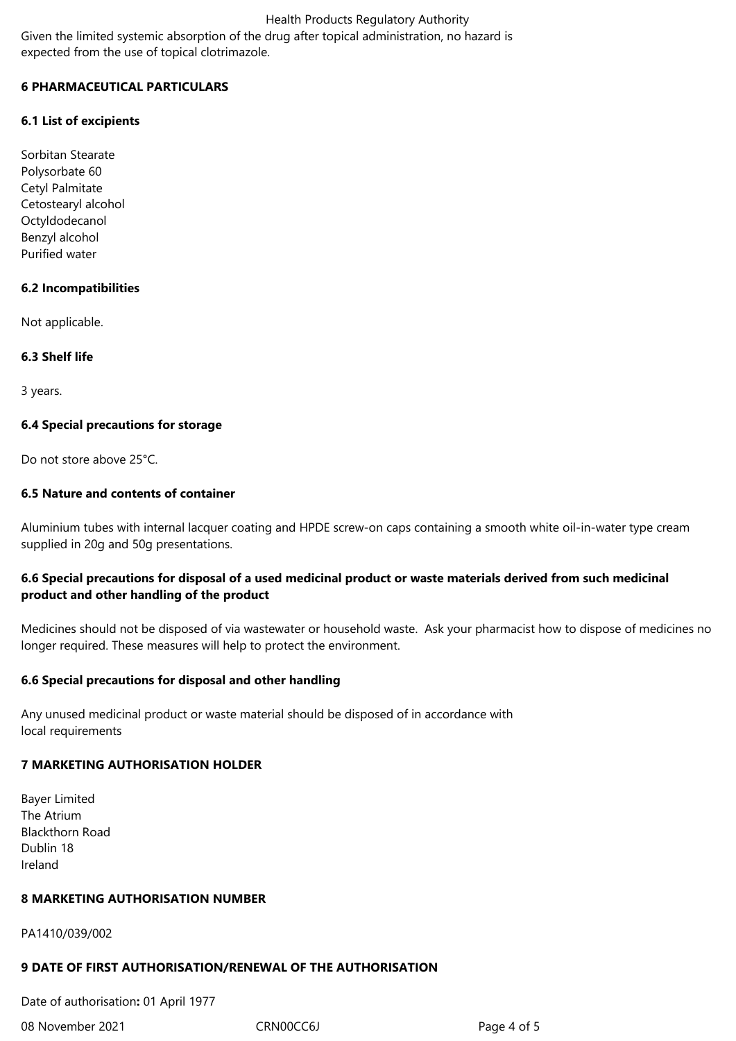Given the limited systemic absorption of the drug after topical administration, no hazard is expected from the use of topical clotrimazole.

## 6 PHARMACEUTICAL PARTICULARS

### 6.1 List of excipients

Sorbitan Stearate
Polysorbate 60
Cetyl Palmitate
Cetostearyl alcohol
Octyldodecanol
Benzyl alcohol
Purified water

### 6.2 Incompatibilities

Not applicable.

### 6.3 Shelf life

3 years.

### 6.4 Special precautions for storage

Do not store above 25°C.

### 6.5 Nature and contents of container

Aluminium tubes with internal lacquer coating and HPDE screw-on caps containing a smooth white oil-in-water type cream supplied in 20g and 50g presentations.

### 6.6 Special precautions for disposal of a used medicinal product or waste materials derived from such medicinal product and other handling of the product

Medicines should not be disposed of via wastewater or household waste. Ask your pharmacist how to dispose of medicines no longer required. These measures will help to protect the environment.

### 6.6 Special precautions for disposal and other handling

Any unused medicinal product or waste material should be disposed of in accordance with local requirements

## 7 MARKETING AUTHORISATION HOLDER

Bayer Limited
The Atrium
Blackthorn Road
Dublin 18
Ireland

## 8 MARKETING AUTHORISATION NUMBER

PA1410/039/002

## 9 DATE OF FIRST AUTHORISATION/RENEWAL OF THE AUTHORISATION

Date of authorisation**:** 01 April 1977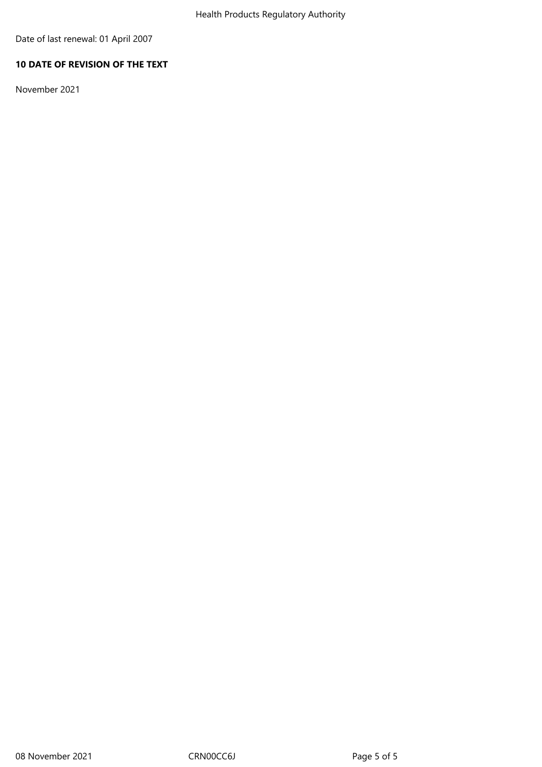Date of last renewal: 01 April 2007

**10 DATE OF REVISION OF THE TEXT**

November 2021